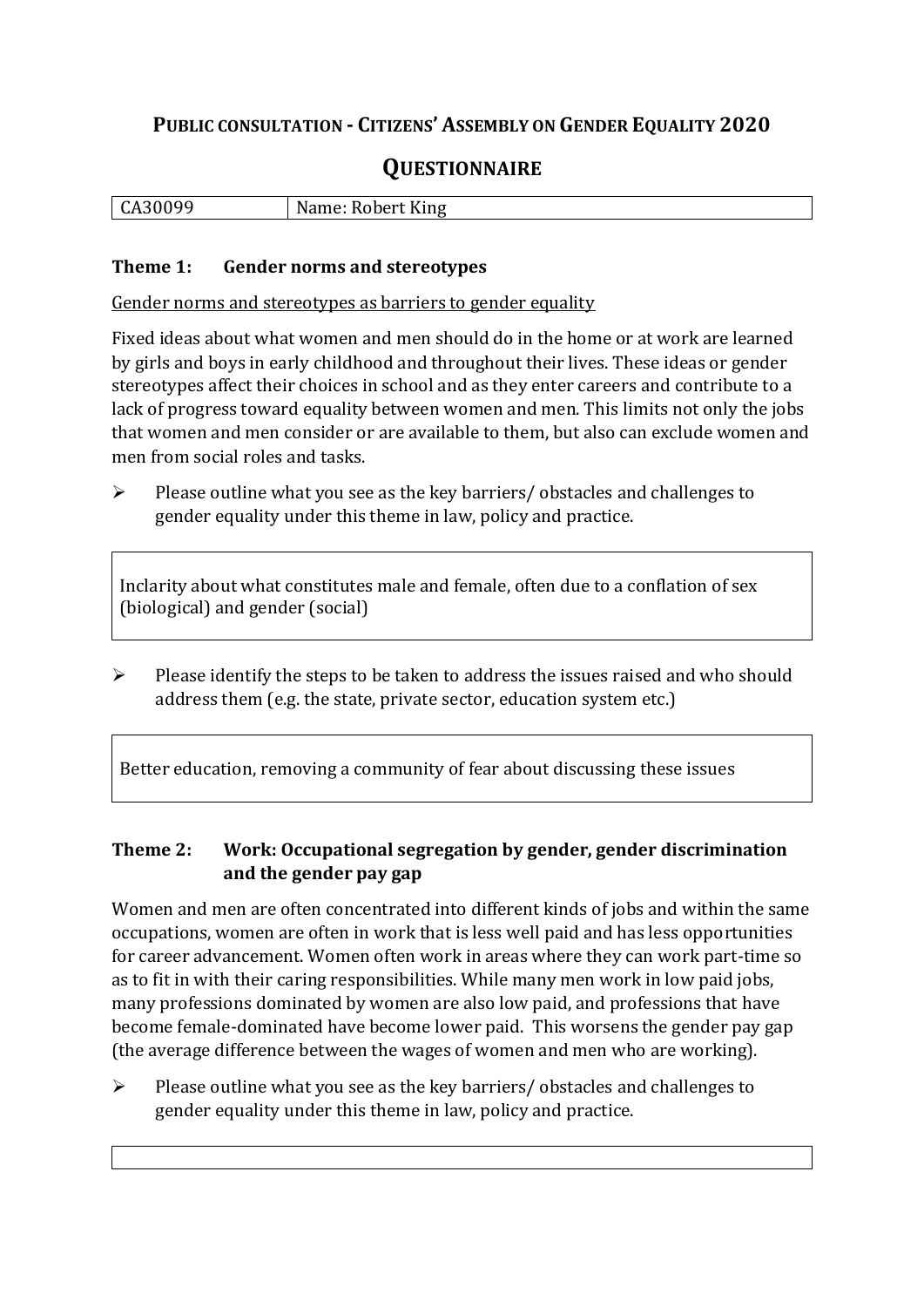# PUBLIC CONSULTATION - CITIZENS' ASSEMBLY ON GENDER EQUALITY 2020

## QUESTIONNAIRE

| CA30099 | Name: Robert King |
|---|---|

### Theme 1: Gender norms and stereotypes

Gender norms and stereotypes as barriers to gender equality

Fixed ideas about what women and men should do in the home or at work are learned by girls and boys in early childhood and throughout their lives. These ideas or gender stereotypes affect their choices in school and as they enter careers and contribute to a lack of progress toward equality between women and men. This limits not only the jobs that women and men consider or are available to them, but also can exclude women and men from social roles and tasks.

- Please outline what you see as the key barriers/ obstacles and challenges to gender equality under this theme in law, policy and practice.

Inclarity about what constitutes male and female, often due to a conflation of sex (biological) and gender (social)

- Please identify the steps to be taken to address the issues raised and who should address them (e.g. the state, private sector, education system etc.)

Better education, removing a community of fear about discussing these issues

### Theme 2: Work: Occupational segregation by gender, gender discrimination and the gender pay gap

Women and men are often concentrated into different kinds of jobs and within the same occupations, women are often in work that is less well paid and has less opportunities for career advancement. Women often work in areas where they can work part-time so as to fit in with their caring responsibilities. While many men work in low paid jobs, many professions dominated by women are also low paid, and professions that have become female-dominated have become lower paid. This worsens the gender pay gap (the average difference between the wages of women and men who are working).

- Please outline what you see as the key barriers/ obstacles and challenges to gender equality under this theme in law, policy and practice.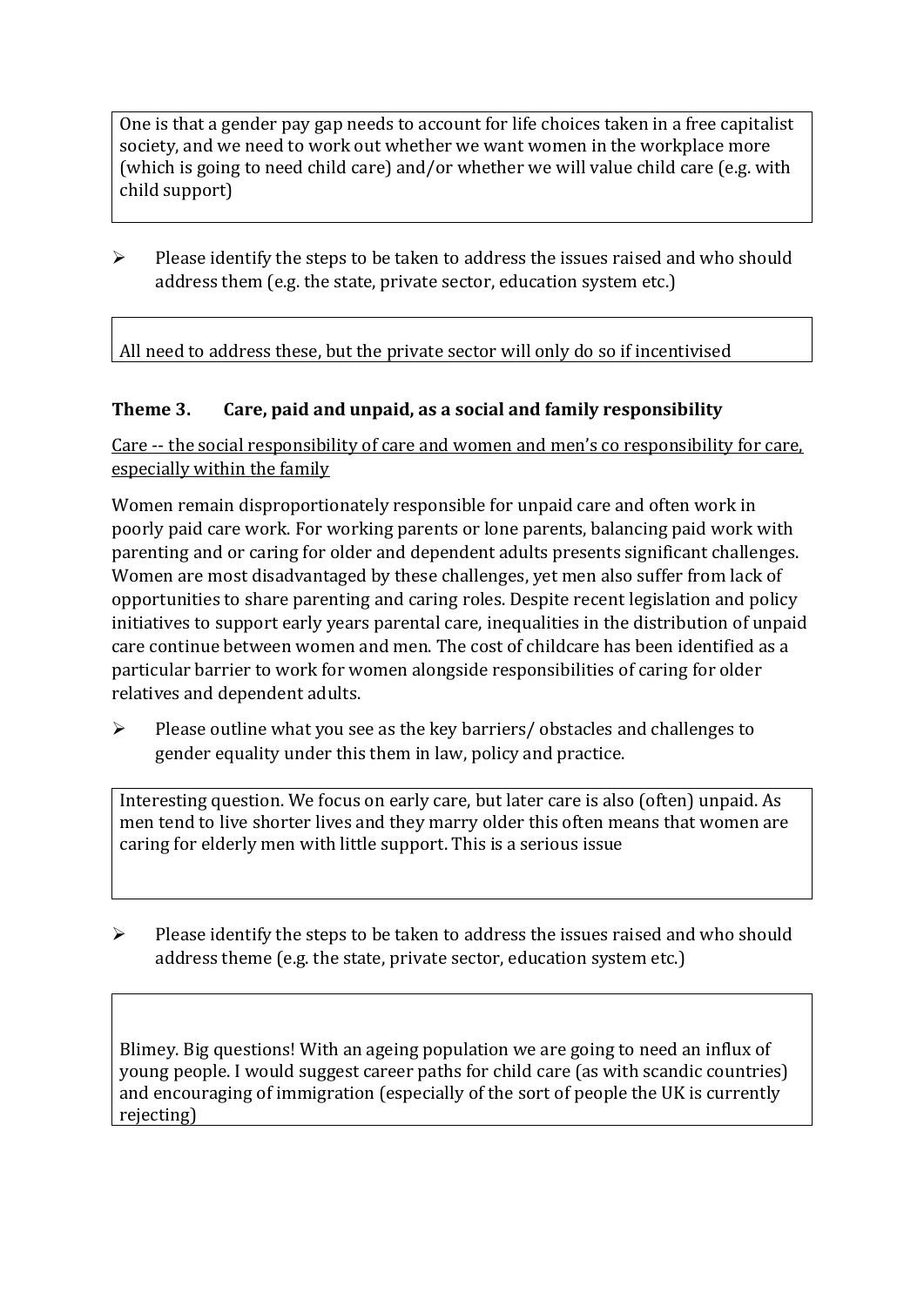One is that a gender pay gap needs to account for life choices taken in a free capitalist society, and we need to work out whether we want women in the workplace more (which is going to need child care) and/or whether we will value child care (e.g. with child support)

- Please identify the steps to be taken to address the issues raised and who should address them (e.g. the state, private sector, education system etc.)

All need to address these, but the private sector will only do so if incentivised

### Theme 3. Care, paid and unpaid, as a social and family responsibility

Care -- the social responsibility of care and women and men's co responsibility for care, especially within the family

Women remain disproportionately responsible for unpaid care and often work in poorly paid care work. For working parents or lone parents, balancing paid work with parenting and or caring for older and dependent adults presents significant challenges. Women are most disadvantaged by these challenges, yet men also suffer from lack of opportunities to share parenting and caring roles. Despite recent legislation and policy initiatives to support early years parental care, inequalities in the distribution of unpaid care continue between women and men. The cost of childcare has been identified as a particular barrier to work for women alongside responsibilities of caring for older relatives and dependent adults.

- Please outline what you see as the key barriers/ obstacles and challenges to gender equality under this them in law, policy and practice.

Interesting question. We focus on early care, but later care is also (often) unpaid. As men tend to live shorter lives and they marry older this often means that women are caring for elderly men with little support. This is a serious issue

- Please identify the steps to be taken to address the issues raised and who should address theme (e.g. the state, private sector, education system etc.)

Blimey. Big questions! With an ageing population we are going to need an influx of young people. I would suggest career paths for child care (as with scandic countries) and encouraging of immigration (especially of the sort of people the UK is currently rejecting)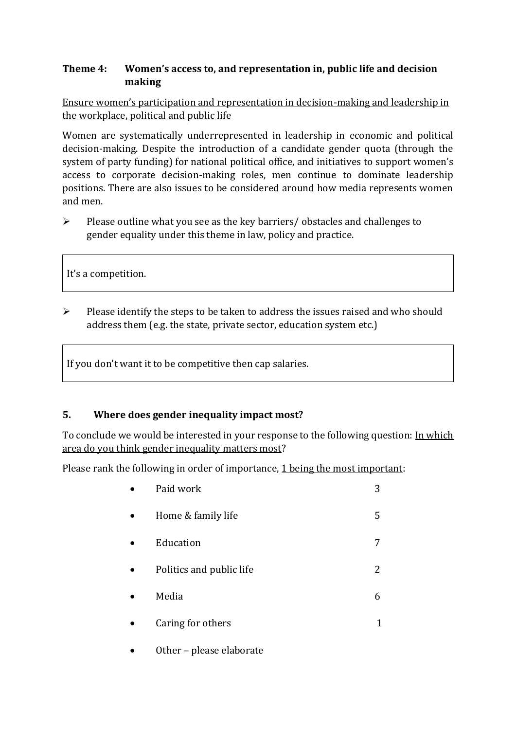### Theme 4: Women's access to, and representation in, public life and decision making

<u>Ensure women's participation and representation in decision-making and leadership in the workplace, political and public life</u>

Women are systematically underrepresented in leadership in economic and political decision-making. Despite the introduction of a candidate gender quota (through the system of party funding) for national political office, and initiatives to support women's access to corporate decision-making roles, men continue to dominate leadership positions. There are also issues to be considered around how media represents women and men.

- Please outline what you see as the key barriers/ obstacles and challenges to gender equality under this theme in law, policy and practice.

> It's a competition.

- Please identify the steps to be taken to address the issues raised and who should address them (e.g. the state, private sector, education system etc.)

> If you don't want it to be competitive then cap salaries.

### 5. Where does gender inequality impact most?

To conclude we would be interested in your response to the following question: <u>In which area do you think gender inequality matters most</u>?

Please rank the following in order of importance, <u>1 being the most important</u>:

- Paid work 3
- Home & family life 5
- Education 7
- Politics and public life 2
- Media 6
- Caring for others 1
- Other – please elaborate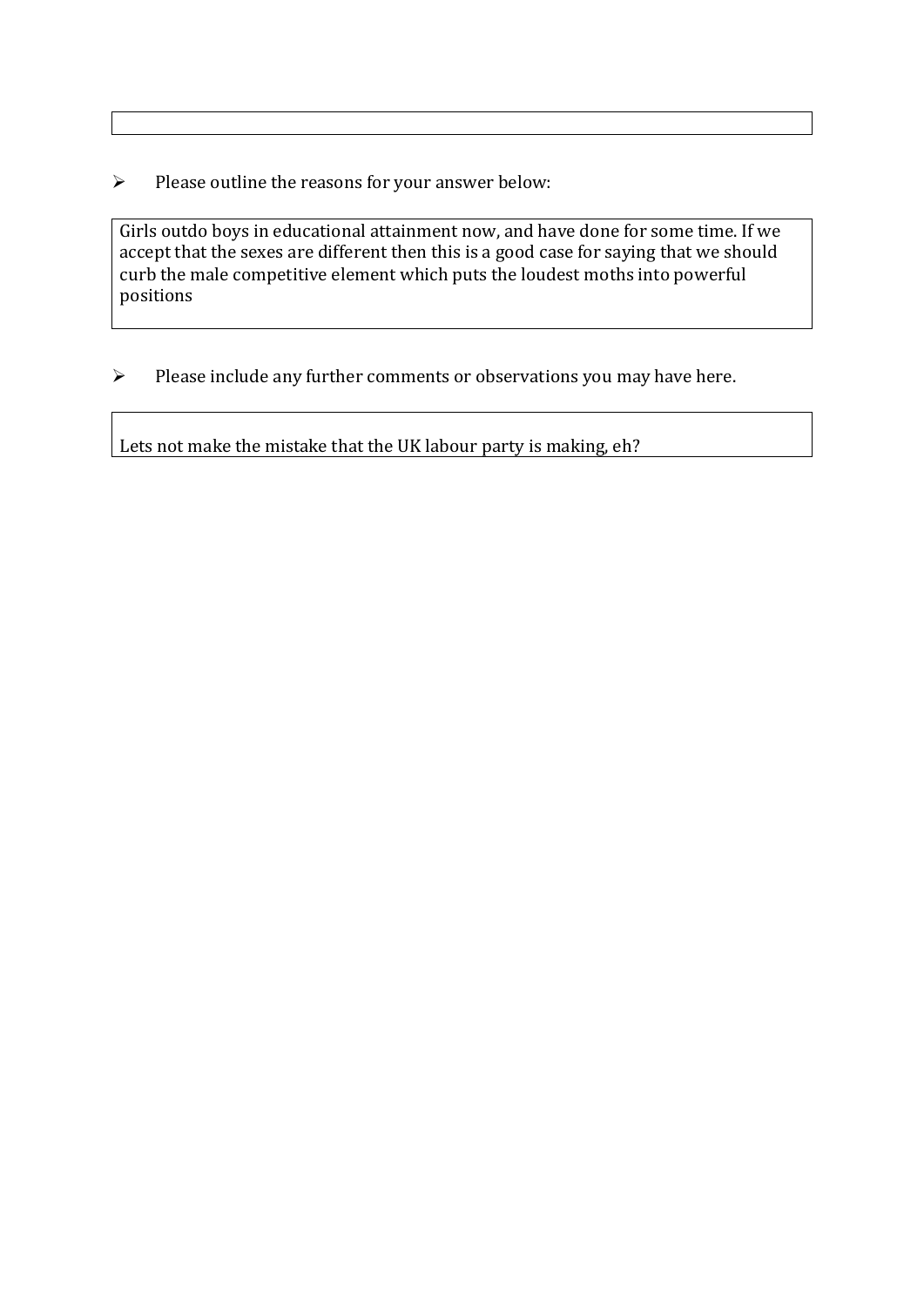- Please outline the reasons for your answer below:

Girls outdo boys in educational attainment now, and have done for some time. If we accept that the sexes are different then this is a good case for saying that we should curb the male competitive element which puts the loudest moths into powerful positions

- Please include any further comments or observations you may have here.

Lets not make the mistake that the UK labour party is making, eh?